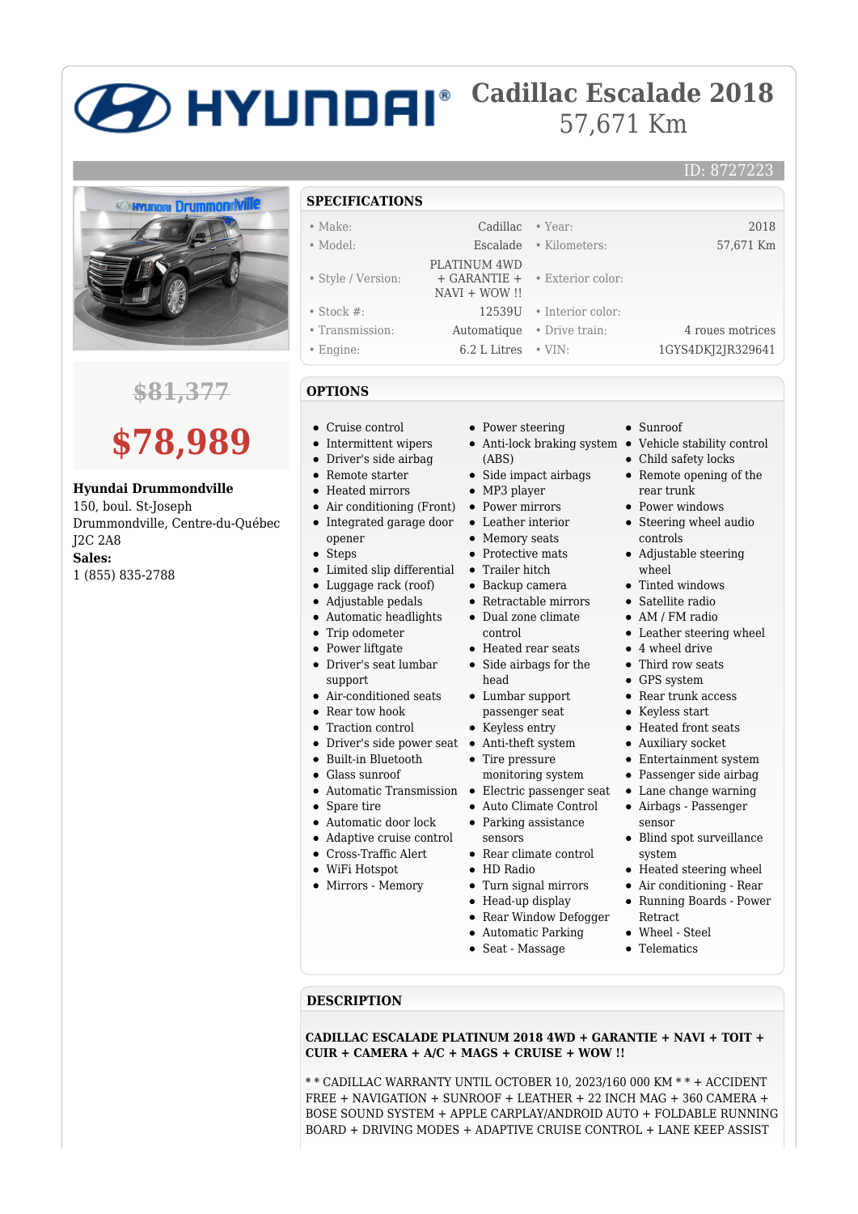# Cadillac Escalade 2018

57,671 Km

ID: 8727223

~~$81,377~~

**$78,989**

**Hyundai Drummondville**
150, boul. St-Joseph
Drummondville, Centre-du-Québec
J2C 2A8
**Sales:**
1 (855) 835-2788

## SPECIFICATIONS

| | | | |
|---|---|---|---|
| • Make: | Cadillac | • Year: | 2018 |
| • Model: | Escalade | • Kilometers: | 57,671 Km |
| • Style / Version: | PLATINUM 4WD + GARANTIE + NAVI + WOW !! | • Exterior color: | |
| • Stock #: | 12539U | • Interior color: | |
| • Transmission: | Automatique | • Drive train: | 4 roues motrices |
| • Engine: | 6.2 L Litres | • VIN: | 1GYS4DKJ2JR329641 |

## OPTIONS

- Cruise control
- Intermittent wipers
- Driver's side airbag
- Remote starter
- Heated mirrors
- Air conditioning (Front)
- Integrated garage door opener
- Steps
- Limited slip differential
- Luggage rack (roof)
- Adjustable pedals
- Automatic headlights
- Trip odometer
- Power liftgate
- Driver's seat lumbar support
- Air-conditioned seats
- Rear tow hook
- Traction control
- Driver's side power seat
- Built-in Bluetooth
- Glass sunroof
- Automatic Transmission
- Spare tire
- Automatic door lock
- Adaptive cruise control
- Cross-Traffic Alert
- WiFi Hotspot
- Mirrors - Memory
- Power steering
- Anti-lock braking system (ABS)
- Side impact airbags
- MP3 player
- Power mirrors
- Leather interior
- Memory seats
- Protective mats
- Trailer hitch
- Backup camera
- Retractable mirrors
- Dual zone climate control
- Heated rear seats
- Side airbags for the head
- Lumbar support passenger seat
- Keyless entry
- Anti-theft system
- Tire pressure monitoring system
- Electric passenger seat
- Auto Climate Control
- Parking assistance sensors
- Rear climate control
- HD Radio
- Turn signal mirrors
- Head-up display
- Rear Window Defogger
- Automatic Parking
- Seat - Massage
- Sunroof
- Vehicle stability control
- Child safety locks
- Remote opening of the rear trunk
- Power windows
- Steering wheel audio controls
- Adjustable steering wheel
- Tinted windows
- Satellite radio
- AM / FM radio
- Leather steering wheel
- 4 wheel drive
- Third row seats
- GPS system
- Rear trunk access
- Keyless start
- Heated front seats
- Auxiliary socket
- Entertainment system
- Passenger side airbag
- Lane change warning
- Airbags - Passenger sensor
- Blind spot surveillance system
- Heated steering wheel
- Air conditioning - Rear
- Running Boards - Power Retract
- Wheel - Steel
- Telematics

## DESCRIPTION

**CADILLAC ESCALADE PLATINUM 2018 4WD + GARANTIE + NAVI + TOIT + CUIR + CAMERA + A/C + MAGS + CRUISE + WOW !!**

* * CADILLAC WARRANTY UNTIL OCTOBER 10, 2023/160 000 KM * * + ACCIDENT FREE + NAVIGATION + SUNROOF + LEATHER + 22 INCH MAG + 360 CAMERA + BOSE SOUND SYSTEM + APPLE CARPLAY/ANDROID AUTO + FOLDABLE RUNNING BOARD + DRIVING MODES + ADAPTIVE CRUISE CONTROL + LANE KEEP ASSIST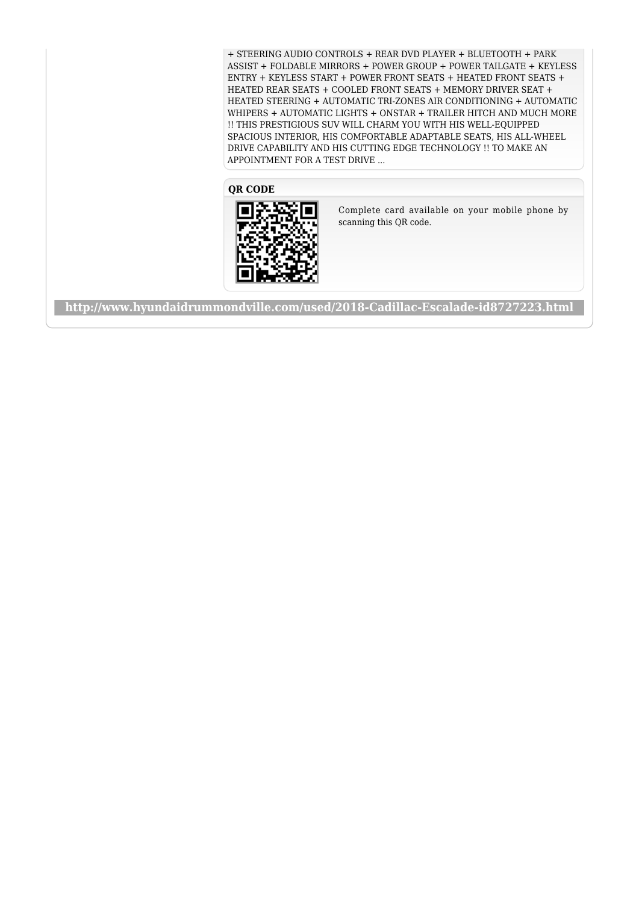+ STEERING AUDIO CONTROLS + REAR DVD PLAYER + BLUETOOTH + PARK ASSIST + FOLDABLE MIRRORS + POWER GROUP + POWER TAILGATE + KEYLESS ENTRY + KEYLESS START + POWER FRONT SEATS + HEATED FRONT SEATS + HEATED REAR SEATS + COOLED FRONT SEATS + MEMORY DRIVER SEAT + HEATED STEERING + AUTOMATIC TRI-ZONES AIR CONDITIONING + AUTOMATIC WHIPERS + AUTOMATIC LIGHTS + ONSTAR + TRAILER HITCH AND MUCH MORE !! THIS PRESTIGIOUS SUV WILL CHARM YOU WITH HIS WELL-EQUIPPED SPACIOUS INTERIOR, HIS COMFORTABLE ADAPTABLE SEATS, HIS ALL-WHEEL DRIVE CAPABILITY AND HIS CUTTING EDGE TECHNOLOGY !! TO MAKE AN APPOINTMENT FOR A TEST DRIVE ...

**QR CODE**

Complete card available on your mobile phone by scanning this QR code.

**http://www.hyundaidrummondville.com/used/2018-Cadillac-Escalade-id8727223.html**